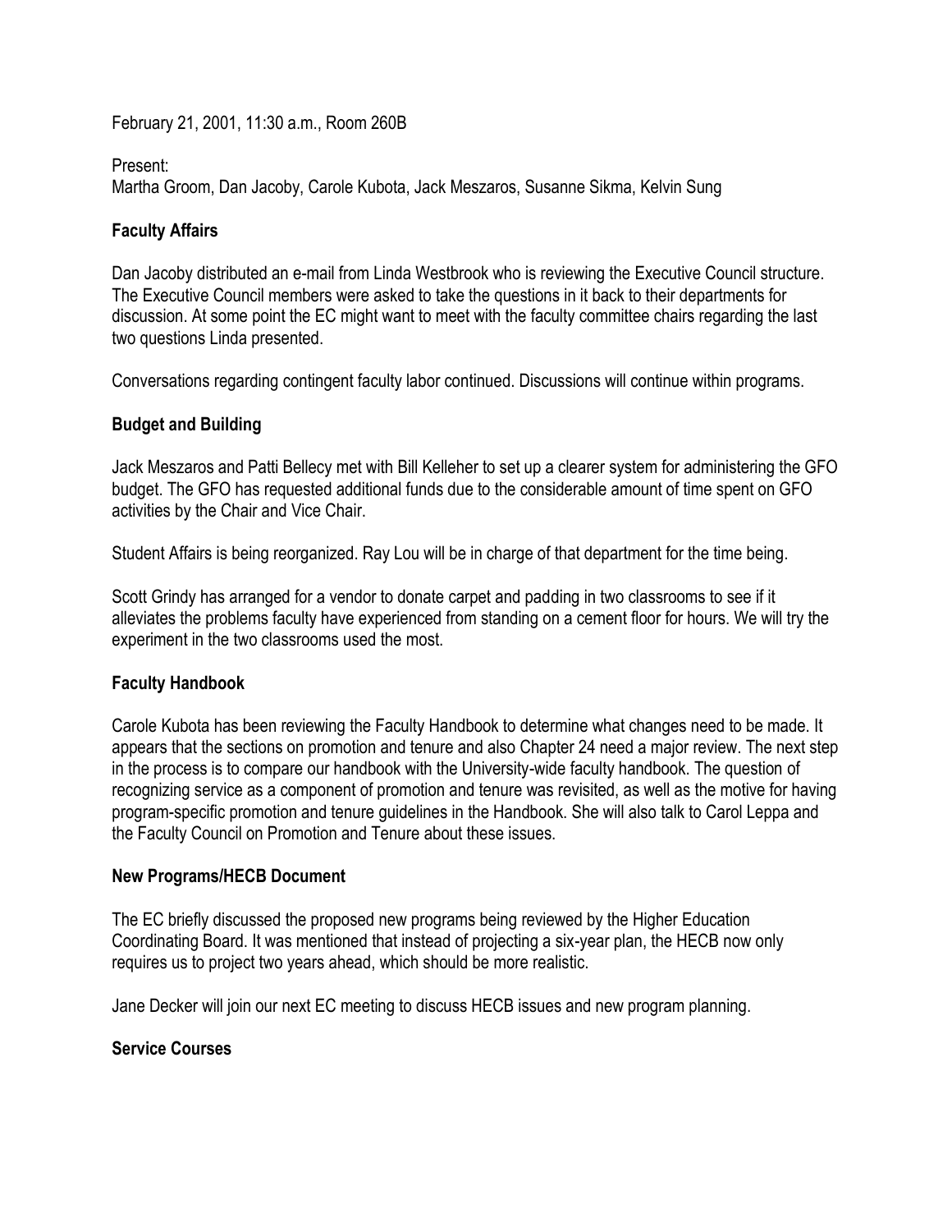February 21, 2001, 11:30 a.m., Room 260B

Present:
Martha Groom, Dan Jacoby, Carole Kubota, Jack Meszaros, Susanne Sikma, Kelvin Sung

## Faculty Affairs

Dan Jacoby distributed an e-mail from Linda Westbrook who is reviewing the Executive Council structure. The Executive Council members were asked to take the questions in it back to their departments for discussion. At some point the EC might want to meet with the faculty committee chairs regarding the last two questions Linda presented.

Conversations regarding contingent faculty labor continued. Discussions will continue within programs.

## Budget and Building

Jack Meszaros and Patti Bellecy met with Bill Kelleher to set up a clearer system for administering the GFO budget. The GFO has requested additional funds due to the considerable amount of time spent on GFO activities by the Chair and Vice Chair.

Student Affairs is being reorganized. Ray Lou will be in charge of that department for the time being.

Scott Grindy has arranged for a vendor to donate carpet and padding in two classrooms to see if it alleviates the problems faculty have experienced from standing on a cement floor for hours. We will try the experiment in the two classrooms used the most.

## Faculty Handbook

Carole Kubota has been reviewing the Faculty Handbook to determine what changes need to be made. It appears that the sections on promotion and tenure and also Chapter 24 need a major review. The next step in the process is to compare our handbook with the University-wide faculty handbook. The question of recognizing service as a component of promotion and tenure was revisited, as well as the motive for having program-specific promotion and tenure guidelines in the Handbook. She will also talk to Carol Leppa and the Faculty Council on Promotion and Tenure about these issues.

## New Programs/HECB Document

The EC briefly discussed the proposed new programs being reviewed by the Higher Education Coordinating Board. It was mentioned that instead of projecting a six-year plan, the HECB now only requires us to project two years ahead, which should be more realistic.

Jane Decker will join our next EC meeting to discuss HECB issues and new program planning.

## Service Courses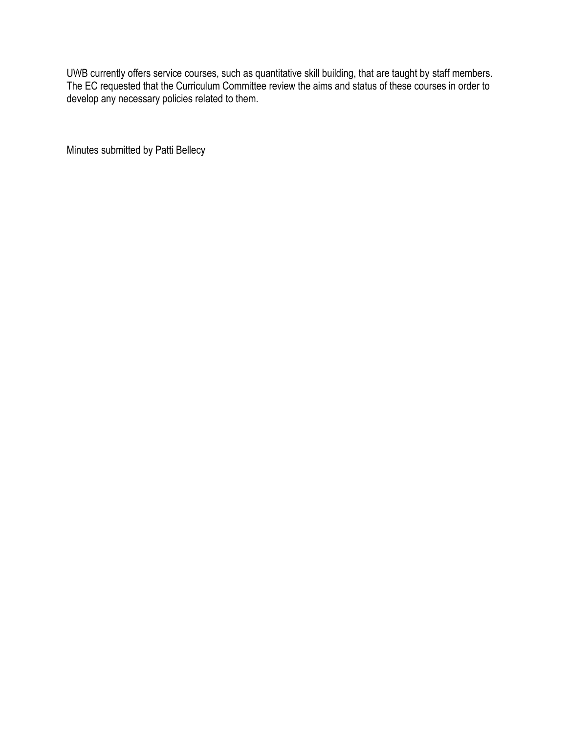UWB currently offers service courses, such as quantitative skill building, that are taught by staff members. The EC requested that the Curriculum Committee review the aims and status of these courses in order to develop any necessary policies related to them.

Minutes submitted by Patti Bellecy